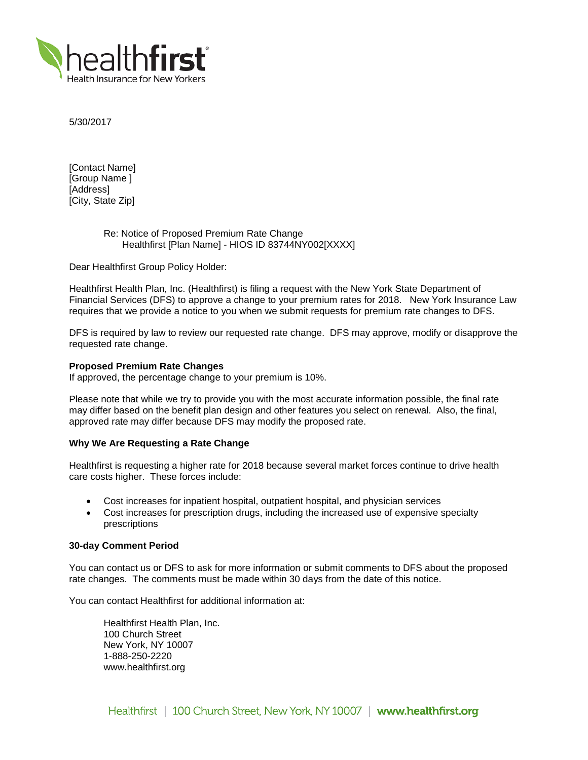5/30/2017

[Contact Name]
[Group Name ]
[Address]
[City, State Zip]

Re: Notice of Proposed Premium Rate Change
Healthfirst [Plan Name] - HIOS ID 83744NY002[XXXX]

Dear Healthfirst Group Policy Holder:

Healthfirst Health Plan, Inc. (Healthfirst) is filing a request with the New York State Department of Financial Services (DFS) to approve a change to your premium rates for 2018. New York Insurance Law requires that we provide a notice to you when we submit requests for premium rate changes to DFS.

DFS is required by law to review our requested rate change. DFS may approve, modify or disapprove the requested rate change.

**Proposed Premium Rate Changes**
If approved, the percentage change to your premium is 10%.

Please note that while we try to provide you with the most accurate information possible, the final rate may differ based on the benefit plan design and other features you select on renewal. Also, the final, approved rate may differ because DFS may modify the proposed rate.

**Why We Are Requesting a Rate Change**

Healthfirst is requesting a higher rate for 2018 because several market forces continue to drive health care costs higher. These forces include:

- Cost increases for inpatient hospital, outpatient hospital, and physician services
- Cost increases for prescription drugs, including the increased use of expensive specialty prescriptions

**30-day Comment Period**

You can contact us or DFS to ask for more information or submit comments to DFS about the proposed rate changes. The comments must be made within 30 days from the date of this notice.

You can contact Healthfirst for additional information at:

Healthfirst Health Plan, Inc.
100 Church Street
New York, NY 10007
1-888-250-2220
www.healthfirst.org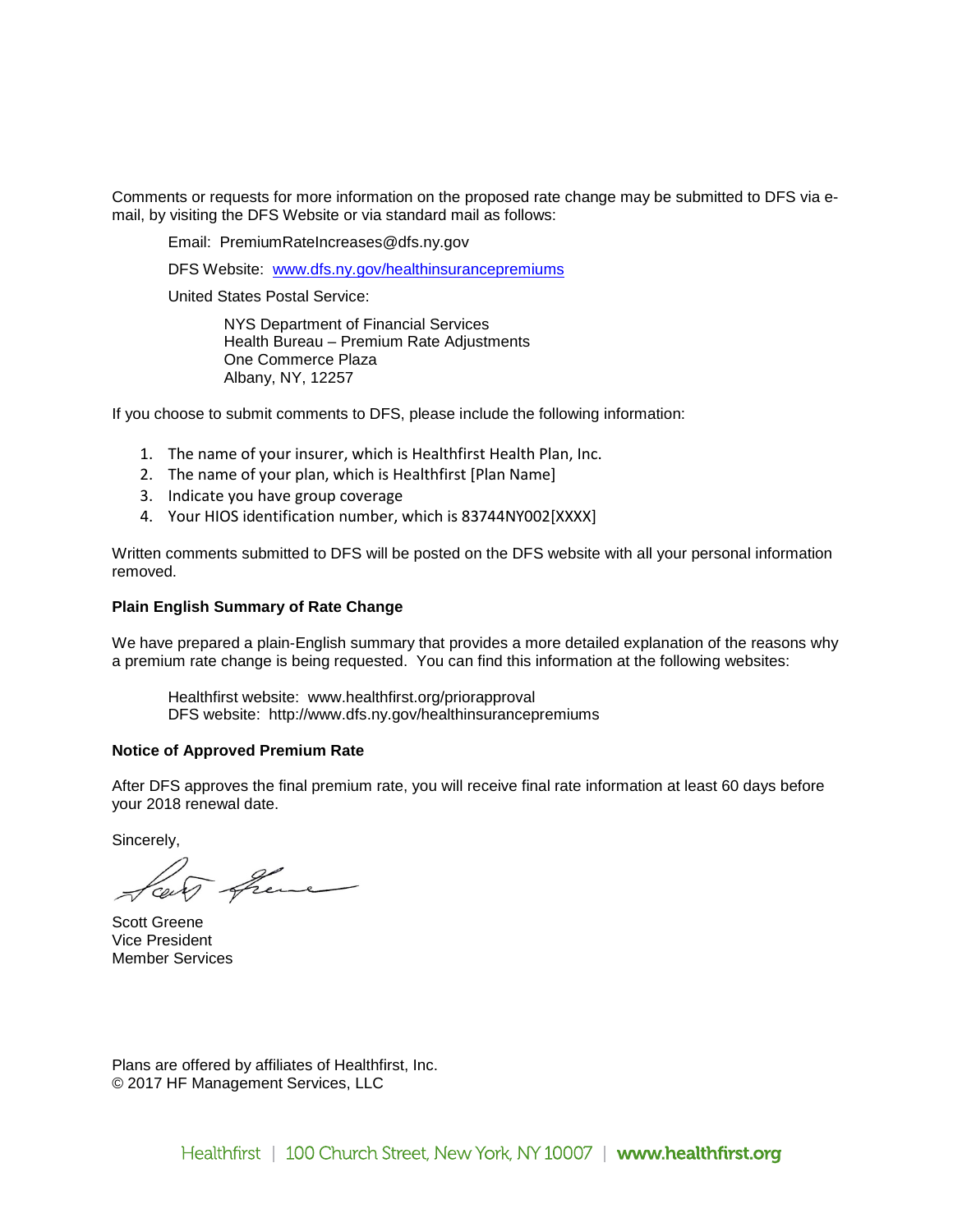Comments or requests for more information on the proposed rate change may be submitted to DFS via e-mail, by visiting the DFS Website or via standard mail as follows:

Email: PremiumRateIncreases@dfs.ny.gov

DFS Website: www.dfs.ny.gov/healthinsurancepremiums

United States Postal Service:

NYS Department of Financial Services
Health Bureau – Premium Rate Adjustments
One Commerce Plaza
Albany, NY, 12257

If you choose to submit comments to DFS, please include the following information:

1. The name of your insurer, which is Healthfirst Health Plan, Inc.
2. The name of your plan, which is Healthfirst [Plan Name]
3. Indicate you have group coverage
4. Your HIOS identification number, which is 83744NY002[XXXX]

Written comments submitted to DFS will be posted on the DFS website with all your personal information removed.

**Plain English Summary of Rate Change**

We have prepared a plain-English summary that provides a more detailed explanation of the reasons why a premium rate change is being requested. You can find this information at the following websites:

Healthfirst website: www.healthfirst.org/priorapproval
DFS website: http://www.dfs.ny.gov/healthinsurancepremiums

**Notice of Approved Premium Rate**

After DFS approves the final premium rate, you will receive final rate information at least 60 days before your 2018 renewal date.

Sincerely,

Scott Greene
Vice President
Member Services

Plans are offered by affiliates of Healthfirst, Inc.
© 2017 HF Management Services, LLC

Healthfirst | 100 Church Street, New York, NY 10007 | www.healthfirst.org